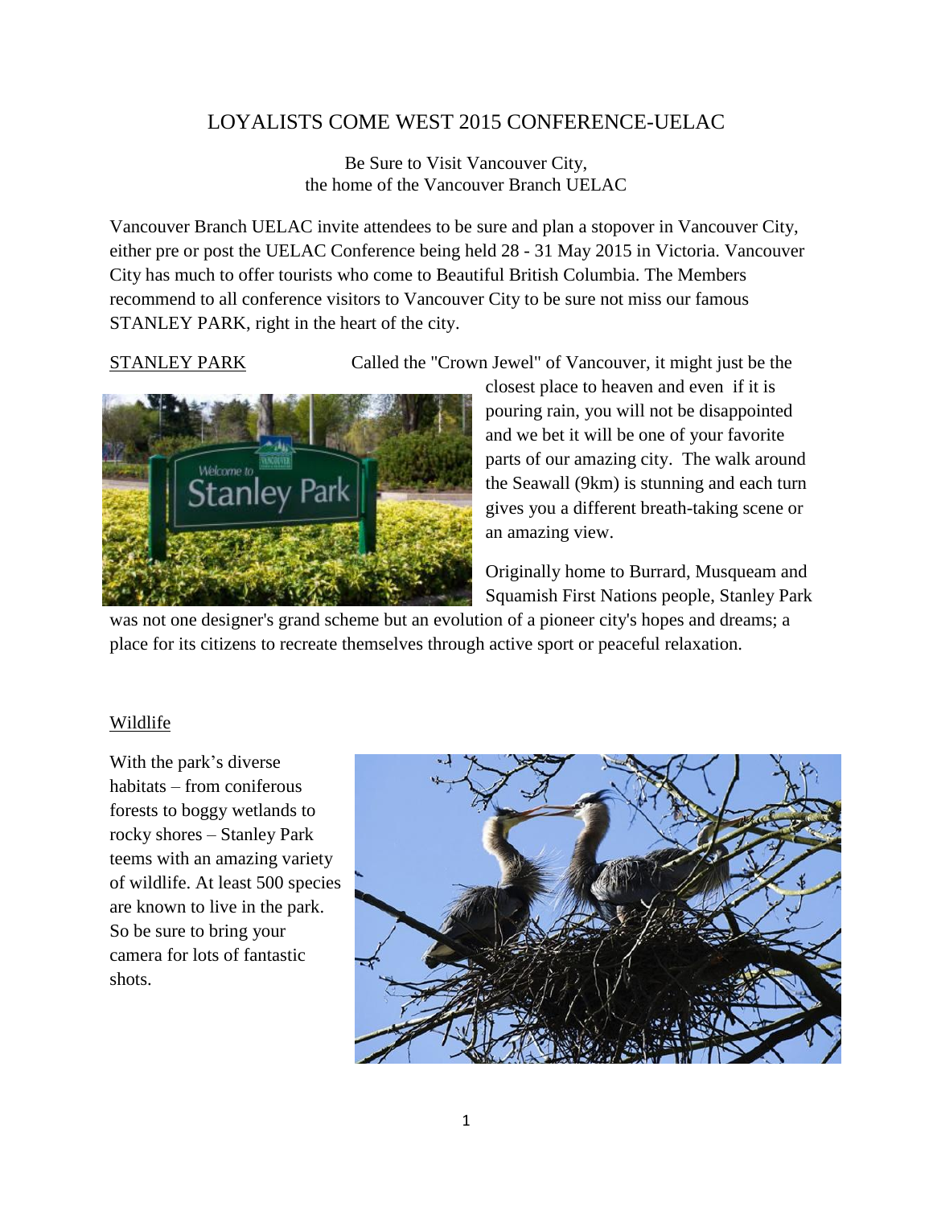# LOYALISTS COME WEST 2015 CONFERENCE-UELAC

Be Sure to Visit Vancouver City,
the home of the Vancouver Branch UELAC

Vancouver Branch UELAC invite attendees to be sure and plan a stopover in Vancouver City, either pre or post the UELAC Conference being held 28 - 31 May 2015 in Victoria. Vancouver City has much to offer tourists who come to Beautiful British Columbia. The Members recommend to all conference visitors to Vancouver City to be sure not miss our famous STANLEY PARK, right in the heart of the city.

STANLEY PARK Called the "Crown Jewel" of Vancouver, it might just be the closest place to heaven and even if it is pouring rain, you will not be disappointed and we bet it will be one of your favorite parts of our amazing city. The walk around the Seawall (9km) is stunning and each turn gives you a different breath-taking scene or an amazing view.

Originally home to Burrard, Musqueam and Squamish First Nations people, Stanley Park was not one designer's grand scheme but an evolution of a pioneer city's hopes and dreams; a place for its citizens to recreate themselves through active sport or peaceful relaxation.

Wildlife

With the park's diverse habitats – from coniferous forests to boggy wetlands to rocky shores – Stanley Park teems with an amazing variety of wildlife. At least 500 species are known to live in the park. So be sure to bring your camera for lots of fantastic shots.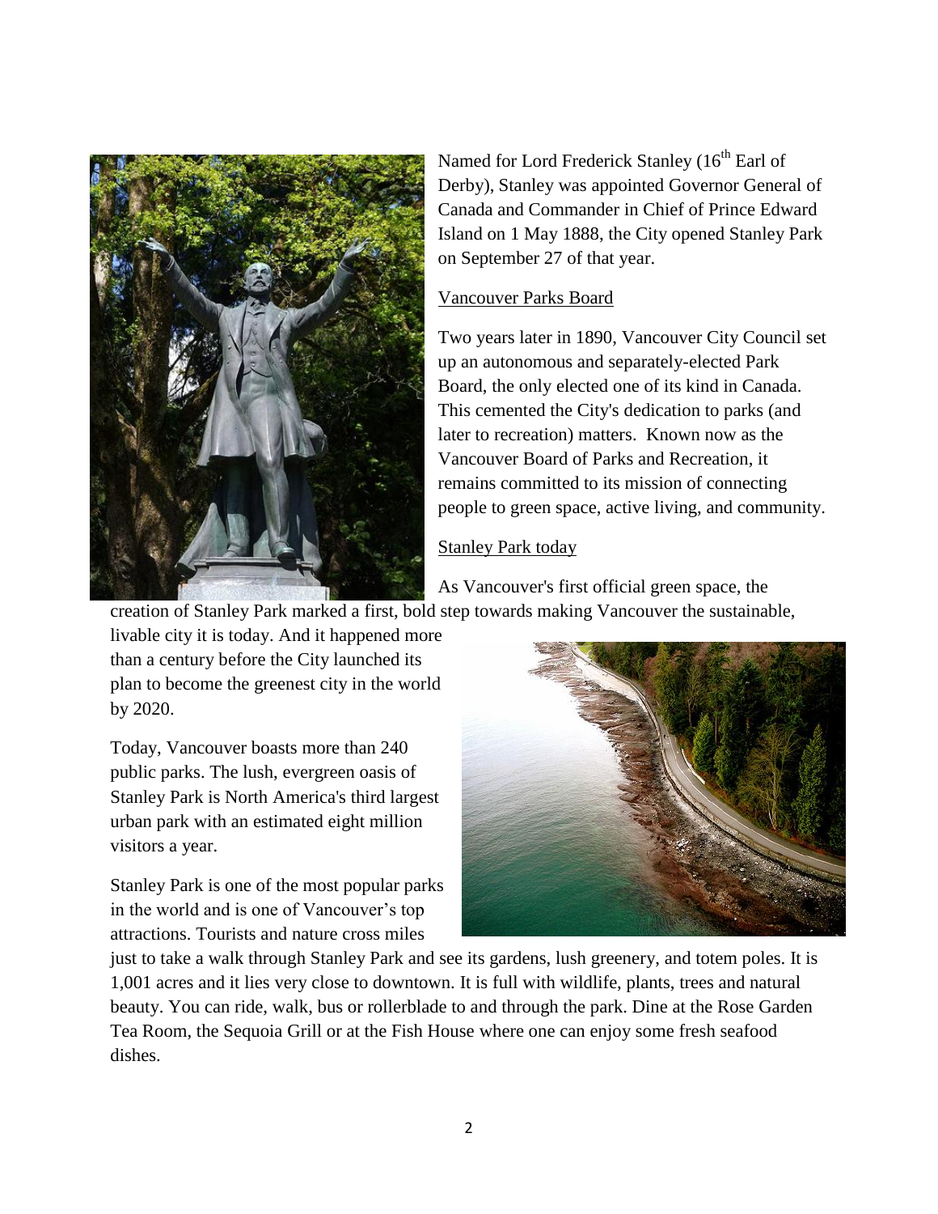Named for Lord Frederick Stanley (16th Earl of Derby), Stanley was appointed Governor General of Canada and Commander in Chief of Prince Edward Island on 1 May 1888, the City opened Stanley Park on September 27 of that year.

Vancouver Parks Board

Two years later in 1890, Vancouver City Council set up an autonomous and separately-elected Park Board, the only elected one of its kind in Canada. This cemented the City's dedication to parks (and later to recreation) matters. Known now as the Vancouver Board of Parks and Recreation, it remains committed to its mission of connecting people to green space, active living, and community.

Stanley Park today

As Vancouver's first official green space, the creation of Stanley Park marked a first, bold step towards making Vancouver the sustainable, livable city it is today. And it happened more than a century before the City launched its plan to become the greenest city in the world by 2020.

Today, Vancouver boasts more than 240 public parks. The lush, evergreen oasis of Stanley Park is North America's third largest urban park with an estimated eight million visitors a year.

Stanley Park is one of the most popular parks in the world and is one of Vancouver's top attractions. Tourists and nature cross miles just to take a walk through Stanley Park and see its gardens, lush greenery, and totem poles. It is 1,001 acres and it lies very close to downtown. It is full with wildlife, plants, trees and natural beauty. You can ride, walk, bus or rollerblade to and through the park. Dine at the Rose Garden Tea Room, the Sequoia Grill or at the Fish House where one can enjoy some fresh seafood dishes.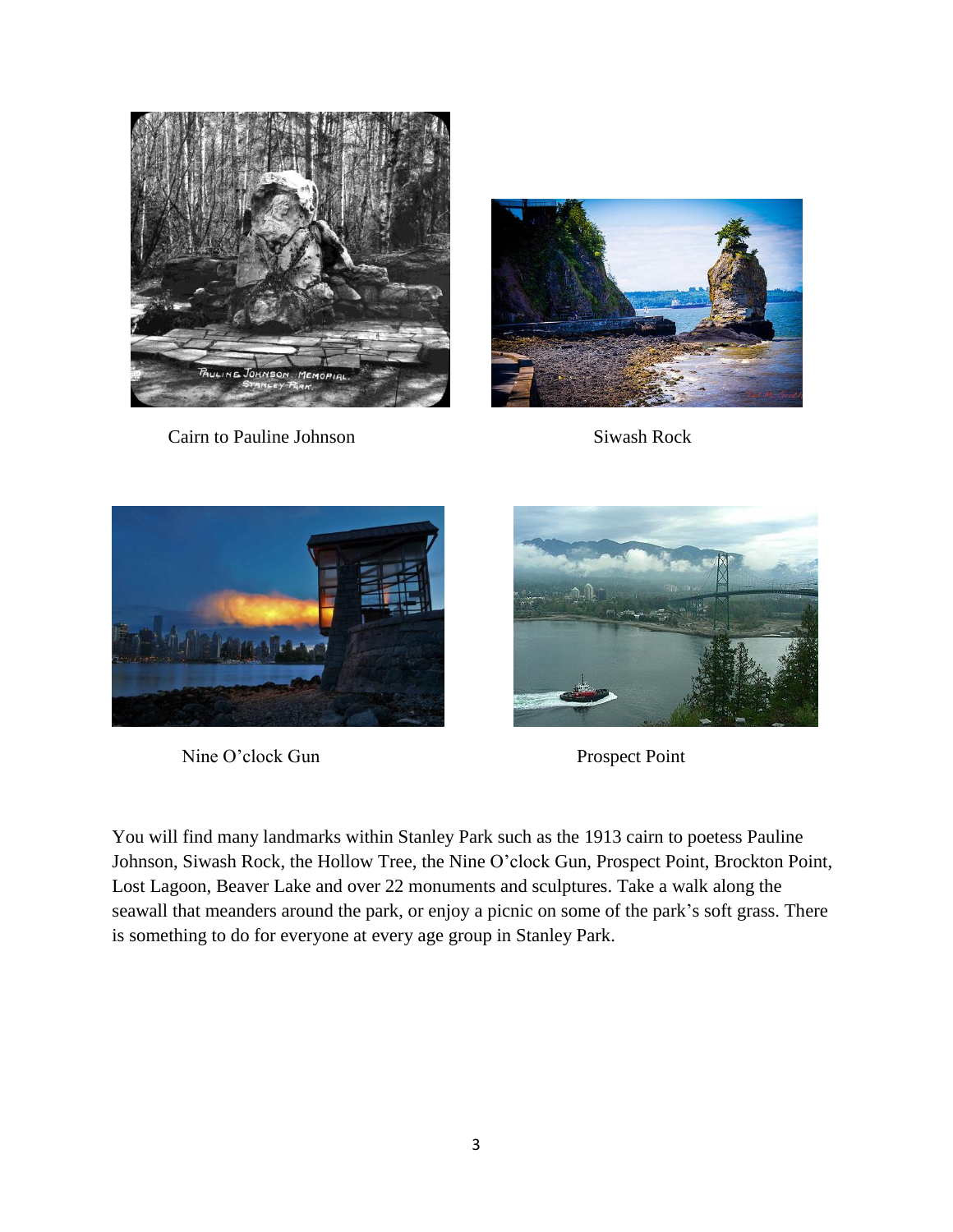Cairn to Pauline Johnson

Siwash Rock

Nine O'clock Gun

Prospect Point

You will find many landmarks within Stanley Park such as the 1913 cairn to poetess Pauline Johnson, Siwash Rock, the Hollow Tree, the Nine O'clock Gun, Prospect Point, Brockton Point, Lost Lagoon, Beaver Lake and over 22 monuments and sculptures. Take a walk along the seawall that meanders around the park, or enjoy a picnic on some of the park's soft grass. There is something to do for everyone at every age group in Stanley Park.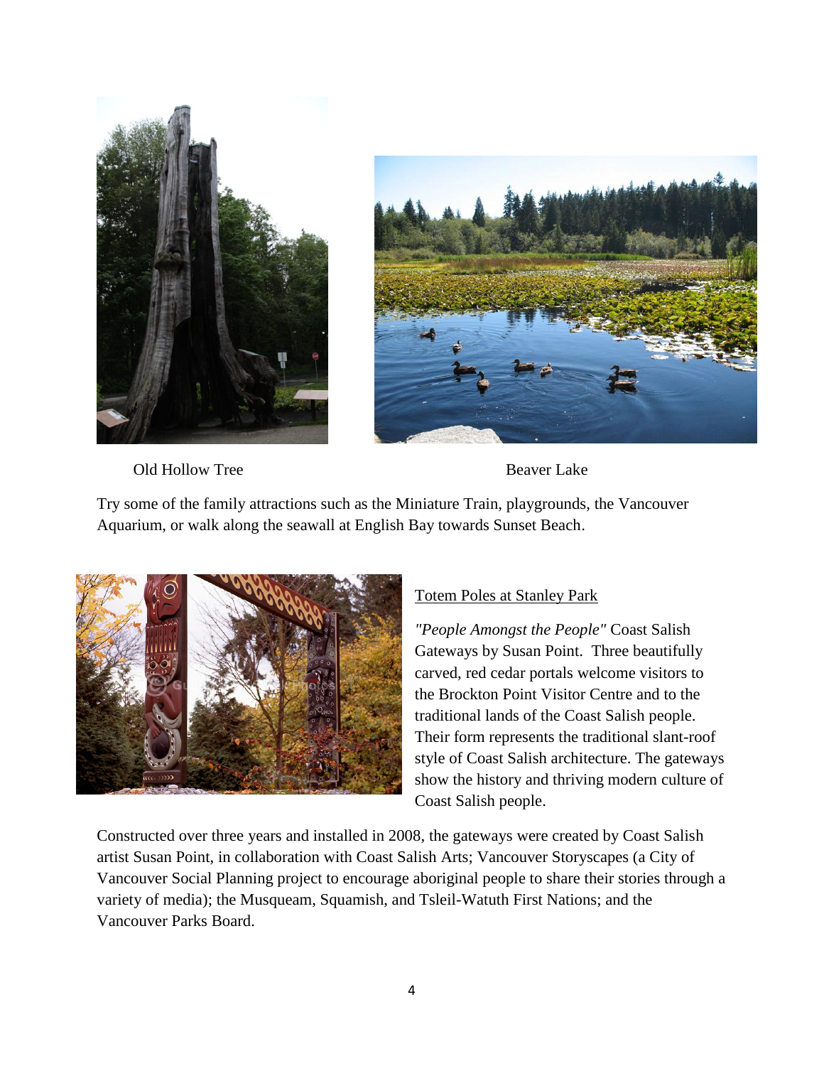Old Hollow Tree

Beaver Lake

Try some of the family attractions such as the Miniature Train, playgrounds, the Vancouver Aquarium, or walk along the seawall at English Bay towards Sunset Beach.

Totem Poles at Stanley Park

*"People Amongst the People"* Coast Salish Gateways by Susan Point. Three beautifully carved, red cedar portals welcome visitors to the Brockton Point Visitor Centre and to the traditional lands of the Coast Salish people. Their form represents the traditional slant-roof style of Coast Salish architecture. The gateways show the history and thriving modern culture of Coast Salish people.

Constructed over three years and installed in 2008, the gateways were created by Coast Salish artist Susan Point, in collaboration with Coast Salish Arts; Vancouver Storyscapes (a City of Vancouver Social Planning project to encourage aboriginal people to share their stories through a variety of media); the Musqueam, Squamish, and Tsleil-Watuth First Nations; and the Vancouver Parks Board.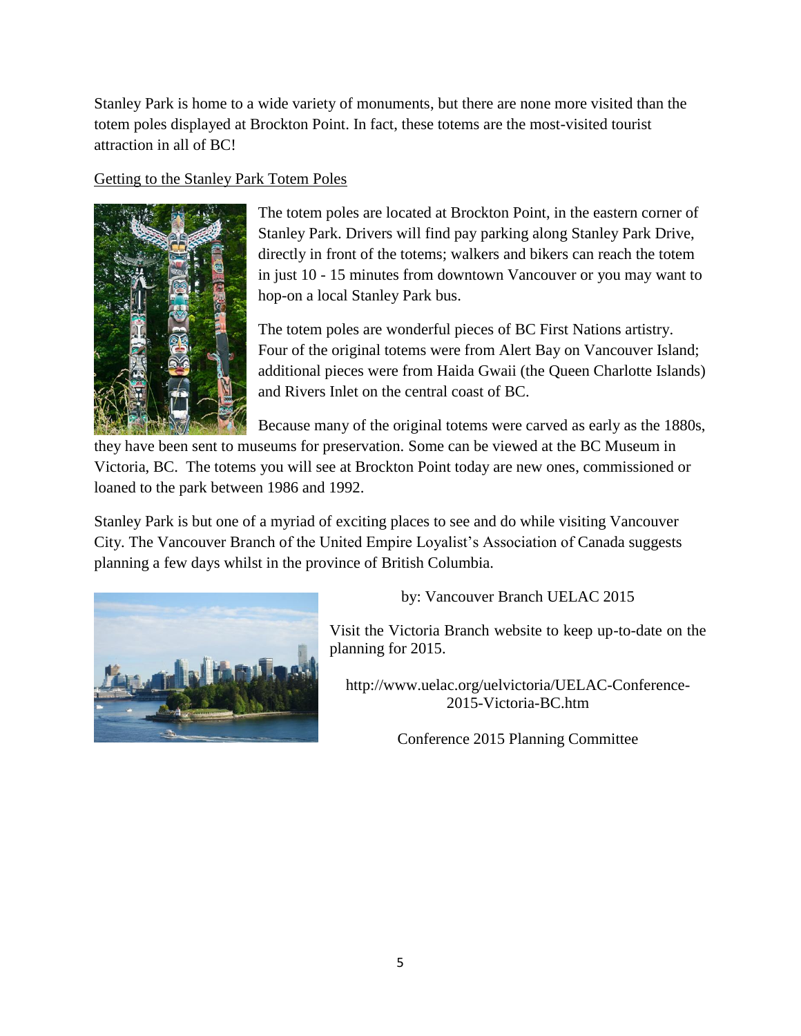Stanley Park is home to a wide variety of monuments, but there are none more visited than the totem poles displayed at Brockton Point. In fact, these totems are the most-visited tourist attraction in all of BC!

Getting to the Stanley Park Totem Poles

The totem poles are located at Brockton Point, in the eastern corner of Stanley Park. Drivers will find pay parking along Stanley Park Drive, directly in front of the totems; walkers and bikers can reach the totem in just 10 - 15 minutes from downtown Vancouver or you may want to hop-on a local Stanley Park bus.

The totem poles are wonderful pieces of BC First Nations artistry. Four of the original totems were from Alert Bay on Vancouver Island; additional pieces were from Haida Gwaii (the Queen Charlotte Islands) and Rivers Inlet on the central coast of BC.

Because many of the original totems were carved as early as the 1880s, they have been sent to museums for preservation. Some can be viewed at the BC Museum in Victoria, BC. The totems you will see at Brockton Point today are new ones, commissioned or loaned to the park between 1986 and 1992.

Stanley Park is but one of a myriad of exciting places to see and do while visiting Vancouver City. The Vancouver Branch of the United Empire Loyalist's Association of Canada suggests planning a few days whilst in the province of British Columbia.

by: Vancouver Branch UELAC 2015

Visit the Victoria Branch website to keep up-to-date on the planning for 2015.

http://www.uelac.org/uelvictoria/UELAC-Conference-2015-Victoria-BC.htm

Conference 2015 Planning Committee